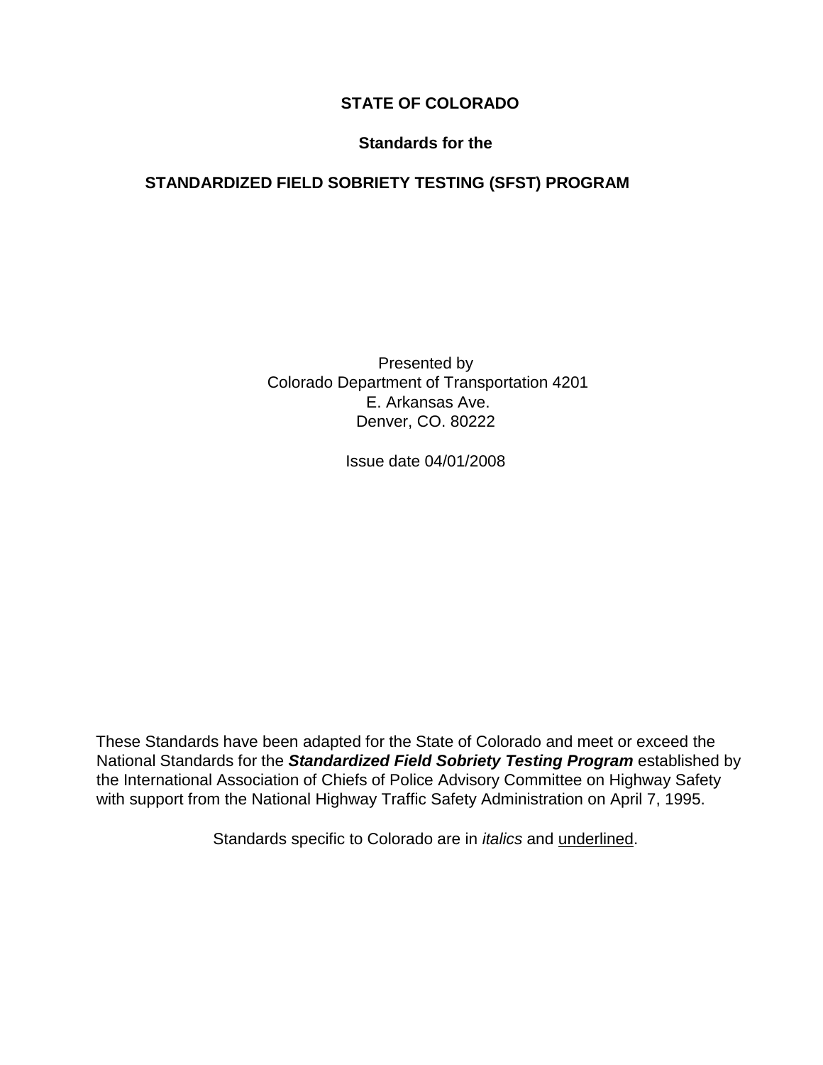# STATE OF COLORADO

## Standards for the

## STANDARDIZED FIELD SOBRIETY TESTING (SFST) PROGRAM

Presented by
Colorado Department of Transportation 4201
E. Arkansas Ave.
Denver, CO. 80222

Issue date 04/01/2008

These Standards have been adapted for the State of Colorado and meet or exceed the National Standards for the ***Standardized Field Sobriety Testing Program*** established by the International Association of Chiefs of Police Advisory Committee on Highway Safety with support from the National Highway Traffic Safety Administration on April 7, 1995.

Standards specific to Colorado are in *italics* and <u>underlined</u>.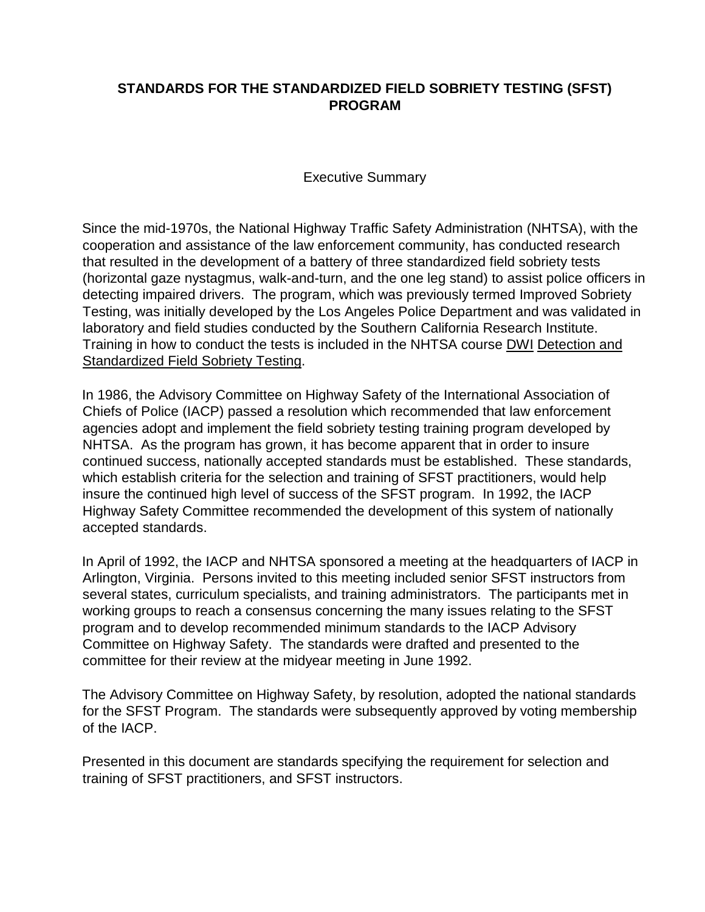## STANDARDS FOR THE STANDARDIZED FIELD SOBRIETY TESTING (SFST) PROGRAM

### Executive Summary

Since the mid-1970s, the National Highway Traffic Safety Administration (NHTSA), with the cooperation and assistance of the law enforcement community, has conducted research that resulted in the development of a battery of three standardized field sobriety tests (horizontal gaze nystagmus, walk-and-turn, and the one leg stand) to assist police officers in detecting impaired drivers. The program, which was previously termed Improved Sobriety Testing, was initially developed by the Los Angeles Police Department and was validated in laboratory and field studies conducted by the Southern California Research Institute. Training in how to conduct the tests is included in the NHTSA course <u>DWI Detection and Standardized Field Sobriety Testing</u>.

In 1986, the Advisory Committee on Highway Safety of the International Association of Chiefs of Police (IACP) passed a resolution which recommended that law enforcement agencies adopt and implement the field sobriety testing training program developed by NHTSA. As the program has grown, it has become apparent that in order to insure continued success, nationally accepted standards must be established. These standards, which establish criteria for the selection and training of SFST practitioners, would help insure the continued high level of success of the SFST program. In 1992, the IACP Highway Safety Committee recommended the development of this system of nationally accepted standards.

In April of 1992, the IACP and NHTSA sponsored a meeting at the headquarters of IACP in Arlington, Virginia. Persons invited to this meeting included senior SFST instructors from several states, curriculum specialists, and training administrators. The participants met in working groups to reach a consensus concerning the many issues relating to the SFST program and to develop recommended minimum standards to the IACP Advisory Committee on Highway Safety. The standards were drafted and presented to the committee for their review at the midyear meeting in June 1992.

The Advisory Committee on Highway Safety, by resolution, adopted the national standards for the SFST Program. The standards were subsequently approved by voting membership of the IACP.

Presented in this document are standards specifying the requirement for selection and training of SFST practitioners, and SFST instructors.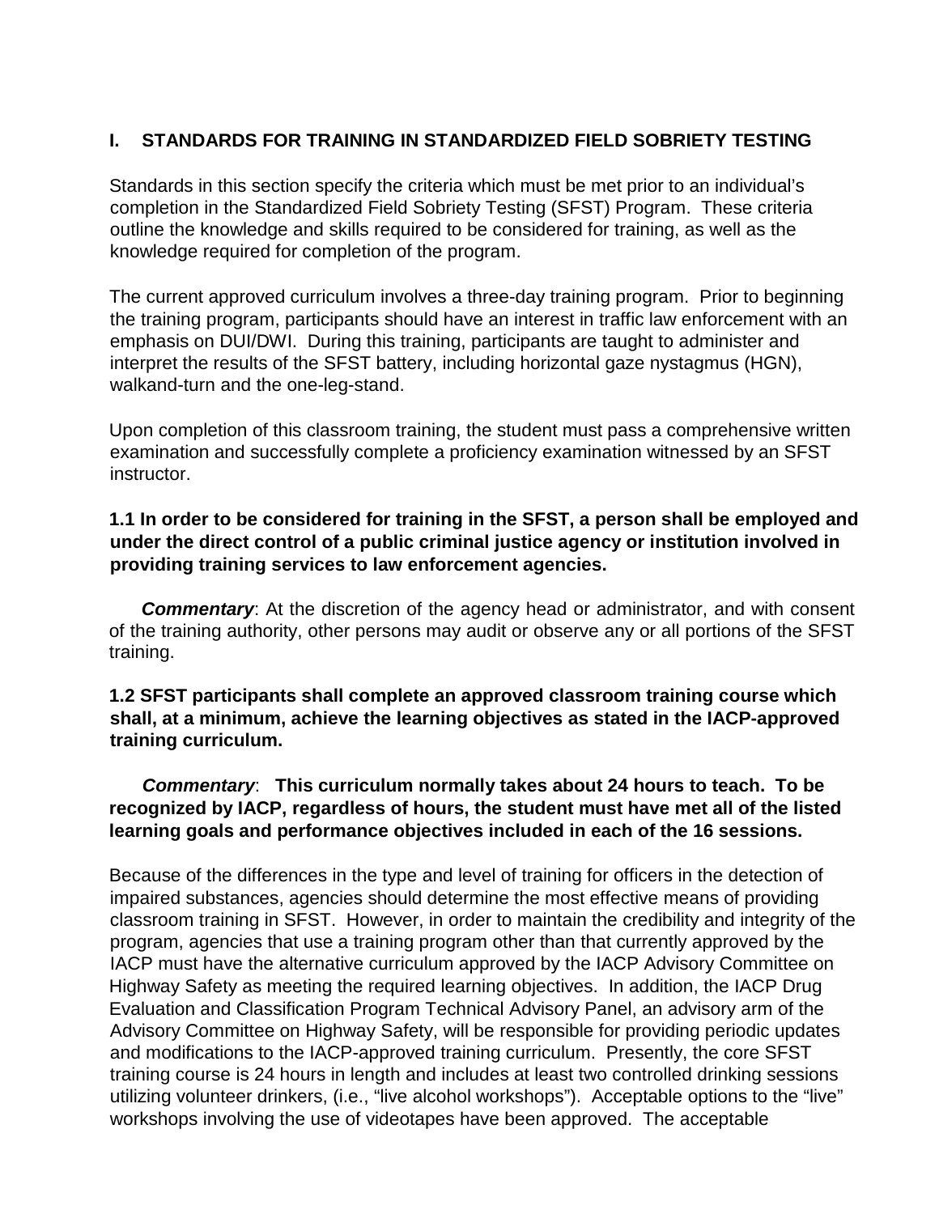## I. STANDARDS FOR TRAINING IN STANDARDIZED FIELD SOBRIETY TESTING

Standards in this section specify the criteria which must be met prior to an individual's completion in the Standardized Field Sobriety Testing (SFST) Program. These criteria outline the knowledge and skills required to be considered for training, as well as the knowledge required for completion of the program.

The current approved curriculum involves a three-day training program. Prior to beginning the training program, participants should have an interest in traffic law enforcement with an emphasis on DUI/DWI. During this training, participants are taught to administer and interpret the results of the SFST battery, including horizontal gaze nystagmus (HGN), walkand-turn and the one-leg-stand.

Upon completion of this classroom training, the student must pass a comprehensive written examination and successfully complete a proficiency examination witnessed by an SFST instructor.

**1.1 In order to be considered for training in the SFST, a person shall be employed and under the direct control of a public criminal justice agency or institution involved in providing training services to law enforcement agencies.**

***Commentary***: At the discretion of the agency head or administrator, and with consent of the training authority, other persons may audit or observe any or all portions of the SFST training.

**1.2 SFST participants shall complete an approved classroom training course which shall, at a minimum, achieve the learning objectives as stated in the IACP-approved training curriculum.**

***Commentary***: **This curriculum normally takes about 24 hours to teach. To be recognized by IACP, regardless of hours, the student must have met all of the listed learning goals and performance objectives included in each of the 16 sessions.**

Because of the differences in the type and level of training for officers in the detection of impaired substances, agencies should determine the most effective means of providing classroom training in SFST. However, in order to maintain the credibility and integrity of the program, agencies that use a training program other than that currently approved by the IACP must have the alternative curriculum approved by the IACP Advisory Committee on Highway Safety as meeting the required learning objectives. In addition, the IACP Drug Evaluation and Classification Program Technical Advisory Panel, an advisory arm of the Advisory Committee on Highway Safety, will be responsible for providing periodic updates and modifications to the IACP-approved training curriculum. Presently, the core SFST training course is 24 hours in length and includes at least two controlled drinking sessions utilizing volunteer drinkers, (i.e., "live alcohol workshops"). Acceptable options to the "live" workshops involving the use of videotapes have been approved. The acceptable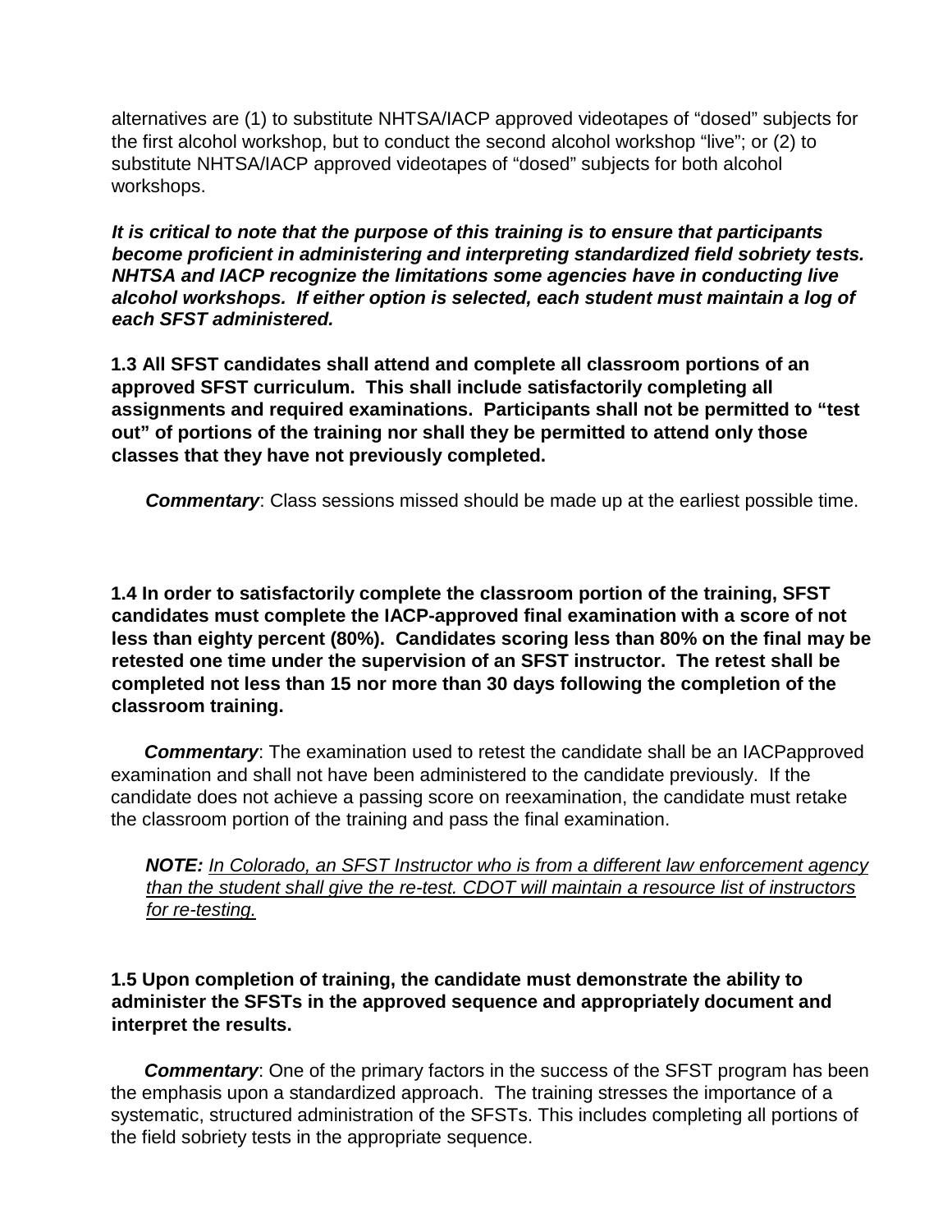alternatives are (1) to substitute NHTSA/IACP approved videotapes of "dosed" subjects for the first alcohol workshop, but to conduct the second alcohol workshop "live"; or (2) to substitute NHTSA/IACP approved videotapes of "dosed" subjects for both alcohol workshops.

***It is critical to note that the purpose of this training is to ensure that participants become proficient in administering and interpreting standardized field sobriety tests. NHTSA and IACP recognize the limitations some agencies have in conducting live alcohol workshops. If either option is selected, each student must maintain a log of each SFST administered.***

**1.3 All SFST candidates shall attend and complete all classroom portions of an approved SFST curriculum. This shall include satisfactorily completing all assignments and required examinations. Participants shall not be permitted to "test out" of portions of the training nor shall they be permitted to attend only those classes that they have not previously completed.**

***Commentary***: Class sessions missed should be made up at the earliest possible time.

**1.4 In order to satisfactorily complete the classroom portion of the training, SFST candidates must complete the IACP-approved final examination with a score of not less than eighty percent (80%). Candidates scoring less than 80% on the final may be retested one time under the supervision of an SFST instructor. The retest shall be completed not less than 15 nor more than 30 days following the completion of the classroom training.**

***Commentary***: The examination used to retest the candidate shall be an IACPapproved examination and shall not have been administered to the candidate previously. If the candidate does not achieve a passing score on reexamination, the candidate must retake the classroom portion of the training and pass the final examination.

***NOTE:*** <u>*In Colorado, an SFST Instructor who is from a different law enforcement agency than the student shall give the re-test. CDOT will maintain a resource list of instructors for re-testing.*</u>

**1.5 Upon completion of training, the candidate must demonstrate the ability to administer the SFSTs in the approved sequence and appropriately document and interpret the results.**

***Commentary***: One of the primary factors in the success of the SFST program has been the emphasis upon a standardized approach. The training stresses the importance of a systematic, structured administration of the SFSTs. This includes completing all portions of the field sobriety tests in the appropriate sequence.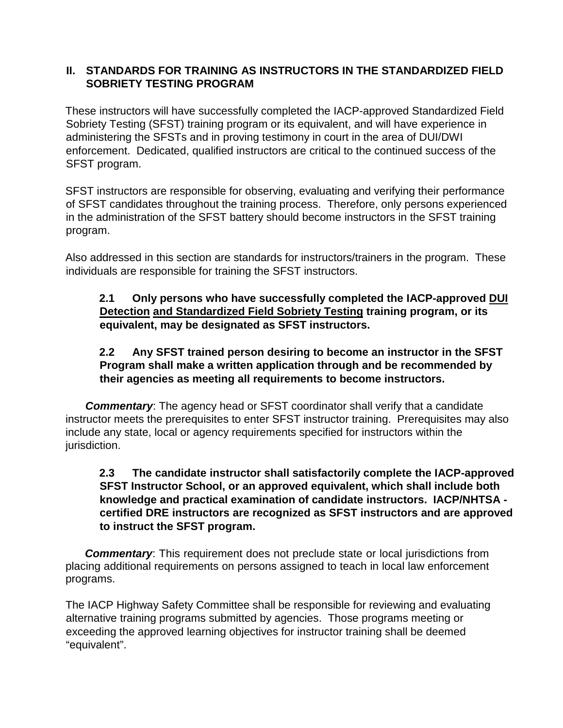## II. STANDARDS FOR TRAINING AS INSTRUCTORS IN THE STANDARDIZED FIELD SOBRIETY TESTING PROGRAM

These instructors will have successfully completed the IACP-approved Standardized Field Sobriety Testing (SFST) training program or its equivalent, and will have experience in administering the SFSTs and in proving testimony in court in the area of DUI/DWI enforcement. Dedicated, qualified instructors are critical to the continued success of the SFST program.

SFST instructors are responsible for observing, evaluating and verifying their performance of SFST candidates throughout the training process. Therefore, only persons experienced in the administration of the SFST battery should become instructors in the SFST training program.

Also addressed in this section are standards for instructors/trainers in the program. These individuals are responsible for training the SFST instructors.

**2.1 Only persons who have successfully completed the IACP-approved <u>DUI Detection</u> <u>and Standardized Field Sobriety Testing</u> training program, or its equivalent, may be designated as SFST instructors.**

**2.2 Any SFST trained person desiring to become an instructor in the SFST Program shall make a written application through and be recommended by their agencies as meeting all requirements to become instructors.**

***Commentary***: The agency head or SFST coordinator shall verify that a candidate instructor meets the prerequisites to enter SFST instructor training. Prerequisites may also include any state, local or agency requirements specified for instructors within the jurisdiction.

**2.3 The candidate instructor shall satisfactorily complete the IACP-approved SFST Instructor School, or an approved equivalent, which shall include both knowledge and practical examination of candidate instructors. IACP/NHTSA - certified DRE instructors are recognized as SFST instructors and are approved to instruct the SFST program.**

***Commentary***: This requirement does not preclude state or local jurisdictions from placing additional requirements on persons assigned to teach in local law enforcement programs.

The IACP Highway Safety Committee shall be responsible for reviewing and evaluating alternative training programs submitted by agencies. Those programs meeting or exceeding the approved learning objectives for instructor training shall be deemed "equivalent".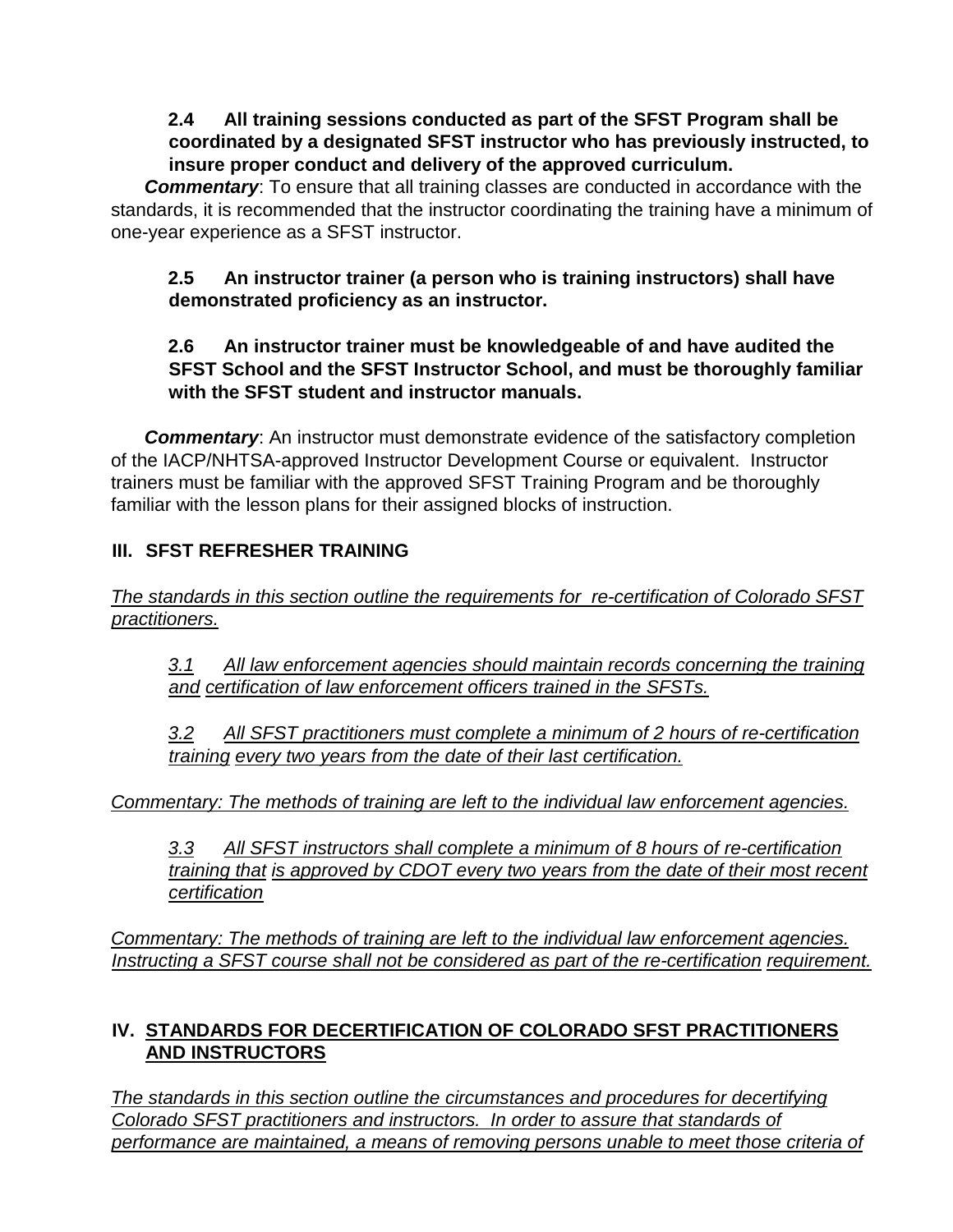**2.4 All training sessions conducted as part of the SFST Program shall be coordinated by a designated SFST instructor who has previously instructed, to insure proper conduct and delivery of the approved curriculum.**

***Commentary***: To ensure that all training classes are conducted in accordance with the standards, it is recommended that the instructor coordinating the training have a minimum of one-year experience as a SFST instructor.

**2.5 An instructor trainer (a person who is training instructors) shall have demonstrated proficiency as an instructor.**

**2.6 An instructor trainer must be knowledgeable of and have audited the SFST School and the SFST Instructor School, and must be thoroughly familiar with the SFST student and instructor manuals.**

***Commentary***: An instructor must demonstrate evidence of the satisfactory completion of the IACP/NHTSA-approved Instructor Development Course or equivalent. Instructor trainers must be familiar with the approved SFST Training Program and be thoroughly familiar with the lesson plans for their assigned blocks of instruction.

## III. SFST REFRESHER TRAINING

*The standards in this section outline the requirements for re-certification of Colorado SFST practitioners.*

*3.1 All law enforcement agencies should maintain records concerning the training and certification of law enforcement officers trained in the SFSTs.*

*3.2 All SFST practitioners must complete a minimum of 2 hours of re-certification training every two years from the date of their last certification.*

*Commentary: The methods of training are left to the individual law enforcement agencies.*

*3.3 All SFST instructors shall complete a minimum of 8 hours of re-certification training that is approved by CDOT every two years from the date of their most recent certification*

*Commentary: The methods of training are left to the individual law enforcement agencies. Instructing a SFST course shall not be considered as part of the re-certification requirement.*

## IV. STANDARDS FOR DECERTIFICATION OF COLORADO SFST PRACTITIONERS AND INSTRUCTORS

*The standards in this section outline the circumstances and procedures for decertifying Colorado SFST practitioners and instructors. In order to assure that standards of performance are maintained, a means of removing persons unable to meet those criteria of*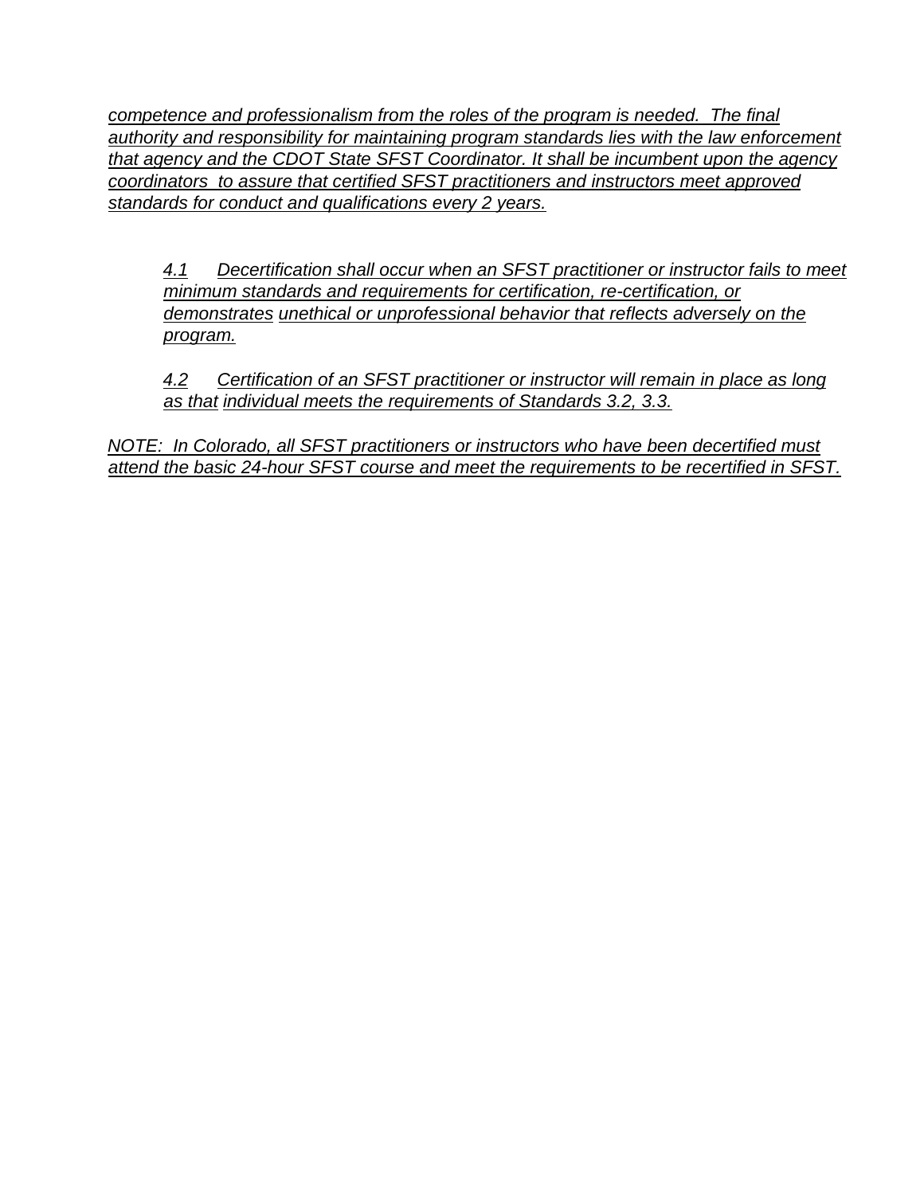*competence and professionalism from the roles of the program is needed. The final authority and responsibility for maintaining program standards lies with the law enforcement that agency and the CDOT State SFST Coordinator. It shall be incumbent upon the agency coordinators to assure that certified SFST practitioners and instructors meet approved standards for conduct and qualifications every 2 years.*

> *4.1 Decertification shall occur when an SFST practitioner or instructor fails to meet minimum standards and requirements for certification, re-certification, or demonstrates unethical or unprofessional behavior that reflects adversely on the program.*
>
> *4.2 Certification of an SFST practitioner or instructor will remain in place as long as that individual meets the requirements of Standards 3.2, 3.3.*

*NOTE: In Colorado, all SFST practitioners or instructors who have been decertified must attend the basic 24-hour SFST course and meet the requirements to be recertified in SFST.*